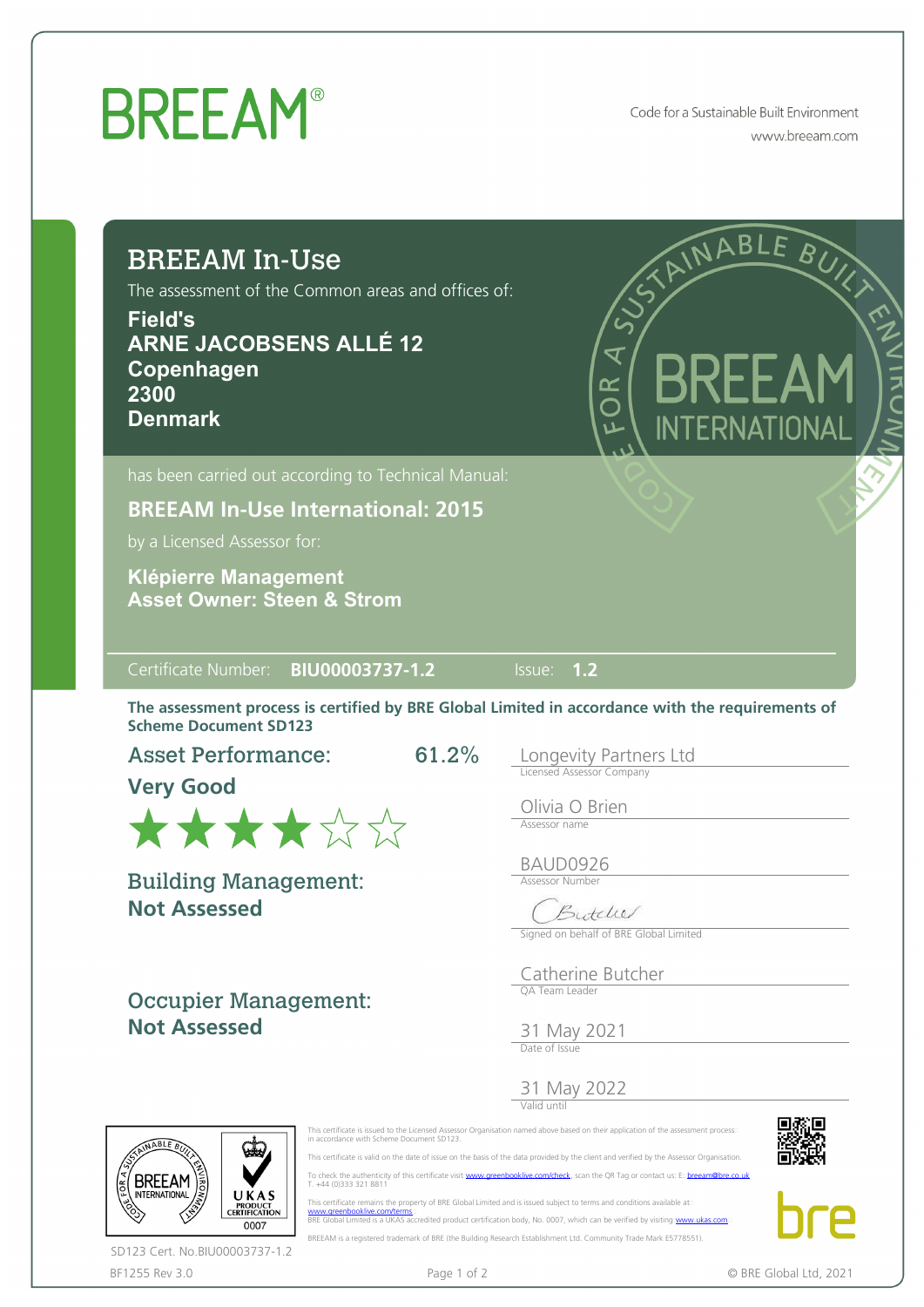# BREEAM®

Code for a Sustainable Built Environment
www.breeam.com

## BREEAM In-Use

The assessment of the Common areas and offices of:

**Field's**
**ARNE JACOBSENS ALLÉ 12**
**Copenhagen**
**2300**
**Denmark**

has been carried out according to Technical Manual:

**BREEAM In-Use International: 2015**

by a Licensed Assessor for:

**Klépierre Management**
**Asset Owner: Steen & Strom**

Certificate Number: **BIU00003737-1.2** Issue: **1.2**

**The assessment process is certified by BRE Global Limited in accordance with the requirements of Scheme Document SD123**

**Asset Performance:** 61.2%
**Very Good**
★★★★☆☆

**Building Management:**
**Not Assessed**

**Occupier Management:**
**Not Assessed**

Longevity Partners Ltd
Licensed Assessor Company

Olivia O Brien
Assessor name

BAUD0926
Assessor Number

Signed on behalf of BRE Global Limited

Catherine Butcher
QA Team Leader

31 May 2021
Date of Issue

31 May 2022
Valid until

This certificate is issued to the Licensed Assessor Organisation named above based on their application of the assessment process in accordance with Scheme Document SD123.

This certificate is valid on the date of issue on the basis of the data provided by the client and verified by the Assessor Organisation.

To check the authenticity of this certificate visit www.greenbooklive.com/check, scan the QR Tag or contact us: E: breeam@bre.co.uk T. +44 (0)333 321 8811

This certificate remains the property of BRE Global Limited and is issued subject to terms and conditions available at www.greenbooklive.com/terms
BRE Global Limited is a UKAS accredited product certification body, No. 0007, which can be verified by visiting www.ukas.com

BREEAM is a registered trademark of BRE (the Building Research Establishment Ltd. Community Trade Mark E5778551).

SD123 Cert. No.BIU00003737-1.2

BF1255 Rev 3.0

© BRE Global Ltd, 2021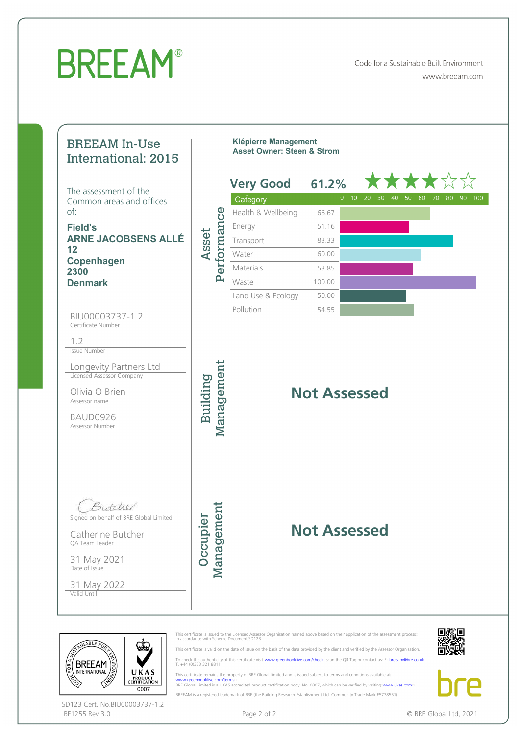# BREEAM®

Code for a Sustainable Built Environment
www.breeam.com

## BREEAM In-Use International: 2015

The assessment of the Common areas and offices of:

**Field's**
**ARNE JACOBSENS ALLÉ 12**
**Copenhagen**
**2300**
**Denmark**

BIU00003737-1.2
Certificate Number

1.2
Issue Number

Longevity Partners Ltd
Licensed Assessor Company

Olivia O Brien
Assessor name

BAUD0926
Assessor Number

Signed on behalf of BRE Global Limited

Catherine Butcher
QA Team Leader

31 May 2021
Date of Issue

31 May 2022
Valid Until

**Klépierre Management**
**Asset Owner: Steen & Strom**

### Asset Performance

**Very Good** **61.2%** ★★★★☆☆

Category
0 10 20 30 40 50 60 70 80 90 100

Health & Wellbeing 66.67
Energy 51.16
Transport 83.33
Water 60.00
Materials 53.85
Waste 100.00
Land Use & Ecology 50.00
Pollution 54.55

### Building Management

**Not Assessed**

### Occupier Management

**Not Assessed**

This certificate is issued to the Licensed Assessor Organisation named above based on their application of the assessment process in accordance with Scheme Document SD123.

This certificate is valid on the date of issue on the basis of the data provided by the client and verified by the Assessor Organisation.

To check the authenticity of this certificate visit www.greenbooklive.com/check, scan the QR Tag or contact us: E: breeam@bre.co.uk T. +44 (0)333 321 8811

This certificate remains the property of BRE Global Limited and is issued subject to terms and conditions available at: www.greenbooklive.com/terms
BRE Global Limited is a UKAS accredited product certification body, No. 0007, which can be verified by visiting www.ukas.com

BREEAM is a registered trademark of BRE (the Building Research Establishment Ltd. Community Trade Mark E5778551).

SD123 Cert. No.BIU00003737-1.2
BF1255 Rev 3.0

© BRE Global Ltd, 2021